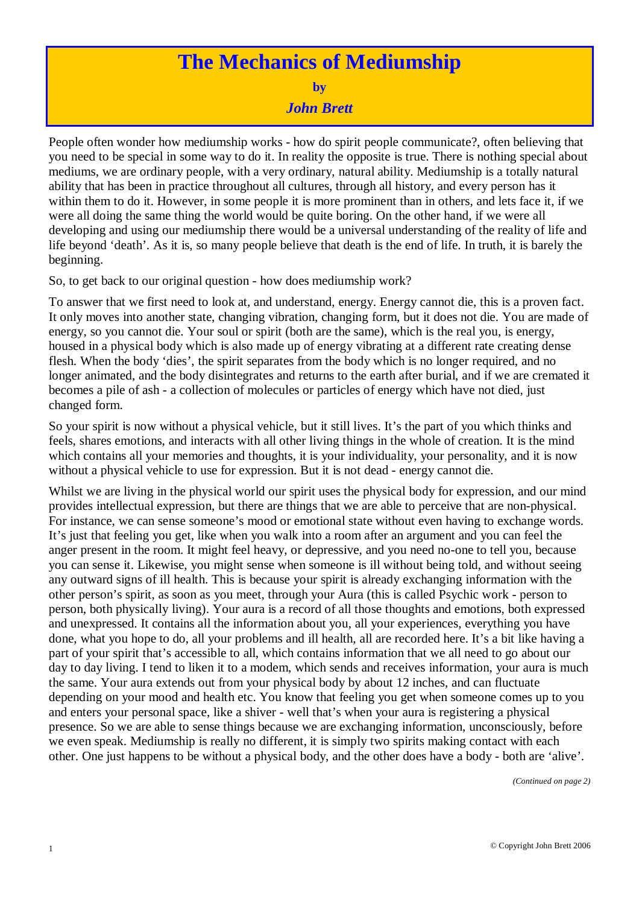# The Mechanics of Mediumship

**by**

***John Brett***

People often wonder how mediumship works - how do spirit people communicate?, often believing that you need to be special in some way to do it. In reality the opposite is true. There is nothing special about mediums, we are ordinary people, with a very ordinary, natural ability. Mediumship is a totally natural ability that has been in practice throughout all cultures, through all history, and every person has it within them to do it. However, in some people it is more prominent than in others, and lets face it, if we were all doing the same thing the world would be quite boring. On the other hand, if we were all developing and using our mediumship there would be a universal understanding of the reality of life and life beyond 'death'. As it is, so many people believe that death is the end of life. In truth, it is barely the beginning.

So, to get back to our original question - how does mediumship work?

To answer that we first need to look at, and understand, energy. Energy cannot die, this is a proven fact. It only moves into another state, changing vibration, changing form, but it does not die. You are made of energy, so you cannot die. Your soul or spirit (both are the same), which is the real you, is energy, housed in a physical body which is also made up of energy vibrating at a different rate creating dense flesh. When the body 'dies', the spirit separates from the body which is no longer required, and no longer animated, and the body disintegrates and returns to the earth after burial, and if we are cremated it becomes a pile of ash - a collection of molecules or particles of energy which have not died, just changed form.

So your spirit is now without a physical vehicle, but it still lives. It's the part of you which thinks and feels, shares emotions, and interacts with all other living things in the whole of creation. It is the mind which contains all your memories and thoughts, it is your individuality, your personality, and it is now without a physical vehicle to use for expression. But it is not dead - energy cannot die.

Whilst we are living in the physical world our spirit uses the physical body for expression, and our mind provides intellectual expression, but there are things that we are able to perceive that are non-physical. For instance, we can sense someone's mood or emotional state without even having to exchange words. It's just that feeling you get, like when you walk into a room after an argument and you can feel the anger present in the room. It might feel heavy, or depressive, and you need no-one to tell you, because you can sense it. Likewise, you might sense when someone is ill without being told, and without seeing any outward signs of ill health. This is because your spirit is already exchanging information with the other person's spirit, as soon as you meet, through your Aura (this is called Psychic work - person to person, both physically living). Your aura is a record of all those thoughts and emotions, both expressed and unexpressed. It contains all the information about you, all your experiences, everything you have done, what you hope to do, all your problems and ill health, all are recorded here. It's a bit like having a part of your spirit that's accessible to all, which contains information that we all need to go about our day to day living. I tend to liken it to a modem, which sends and receives information, your aura is much the same. Your aura extends out from your physical body by about 12 inches, and can fluctuate depending on your mood and health etc. You know that feeling you get when someone comes up to you and enters your personal space, like a shiver - well that's when your aura is registering a physical presence. So we are able to sense things because we are exchanging information, unconsciously, before we even speak. Mediumship is really no different, it is simply two spirits making contact with each other. One just happens to be without a physical body, and the other does have a body - both are 'alive'.

*(Continued on page 2)*

© Copyright John Brett 2006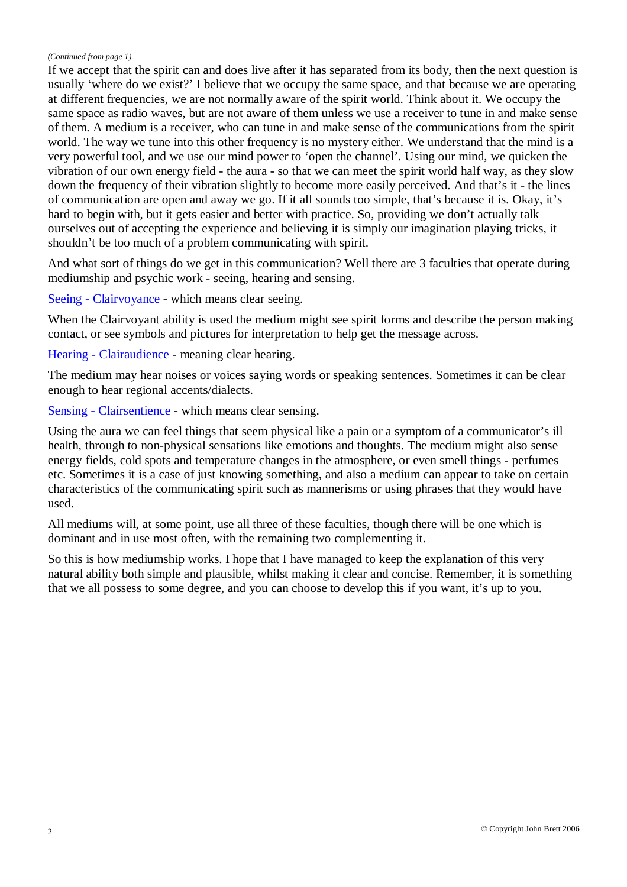*(Continued from page 1)*

If we accept that the spirit can and does live after it has separated from its body, then the next question is usually 'where do we exist?' I believe that we occupy the same space, and that because we are operating at different frequencies, we are not normally aware of the spirit world. Think about it. We occupy the same space as radio waves, but are not aware of them unless we use a receiver to tune in and make sense of them. A medium is a receiver, who can tune in and make sense of the communications from the spirit world. The way we tune into this other frequency is no mystery either. We understand that the mind is a very powerful tool, and we use our mind power to 'open the channel'. Using our mind, we quicken the vibration of our own energy field - the aura - so that we can meet the spirit world half way, as they slow down the frequency of their vibration slightly to become more easily perceived. And that's it - the lines of communication are open and away we go. If it all sounds too simple, that's because it is. Okay, it's hard to begin with, but it gets easier and better with practice. So, providing we don't actually talk ourselves out of accepting the experience and believing it is simply our imagination playing tricks, it shouldn't be too much of a problem communicating with spirit.

And what sort of things do we get in this communication? Well there are 3 faculties that operate during mediumship and psychic work - seeing, hearing and sensing.

Seeing - Clairvoyance - which means clear seeing.

When the Clairvoyant ability is used the medium might see spirit forms and describe the person making contact, or see symbols and pictures for interpretation to help get the message across.

Hearing - Clairaudience - meaning clear hearing.

The medium may hear noises or voices saying words or speaking sentences. Sometimes it can be clear enough to hear regional accents/dialects.

Sensing - Clairsentience - which means clear sensing.

Using the aura we can feel things that seem physical like a pain or a symptom of a communicator's ill health, through to non-physical sensations like emotions and thoughts. The medium might also sense energy fields, cold spots and temperature changes in the atmosphere, or even smell things - perfumes etc. Sometimes it is a case of just knowing something, and also a medium can appear to take on certain characteristics of the communicating spirit such as mannerisms or using phrases that they would have used.

All mediums will, at some point, use all three of these faculties, though there will be one which is dominant and in use most often, with the remaining two complementing it.

So this is how mediumship works. I hope that I have managed to keep the explanation of this very natural ability both simple and plausible, whilst making it clear and concise. Remember, it is something that we all possess to some degree, and you can choose to develop this if you want, it's up to you.

© Copyright John Brett 2006